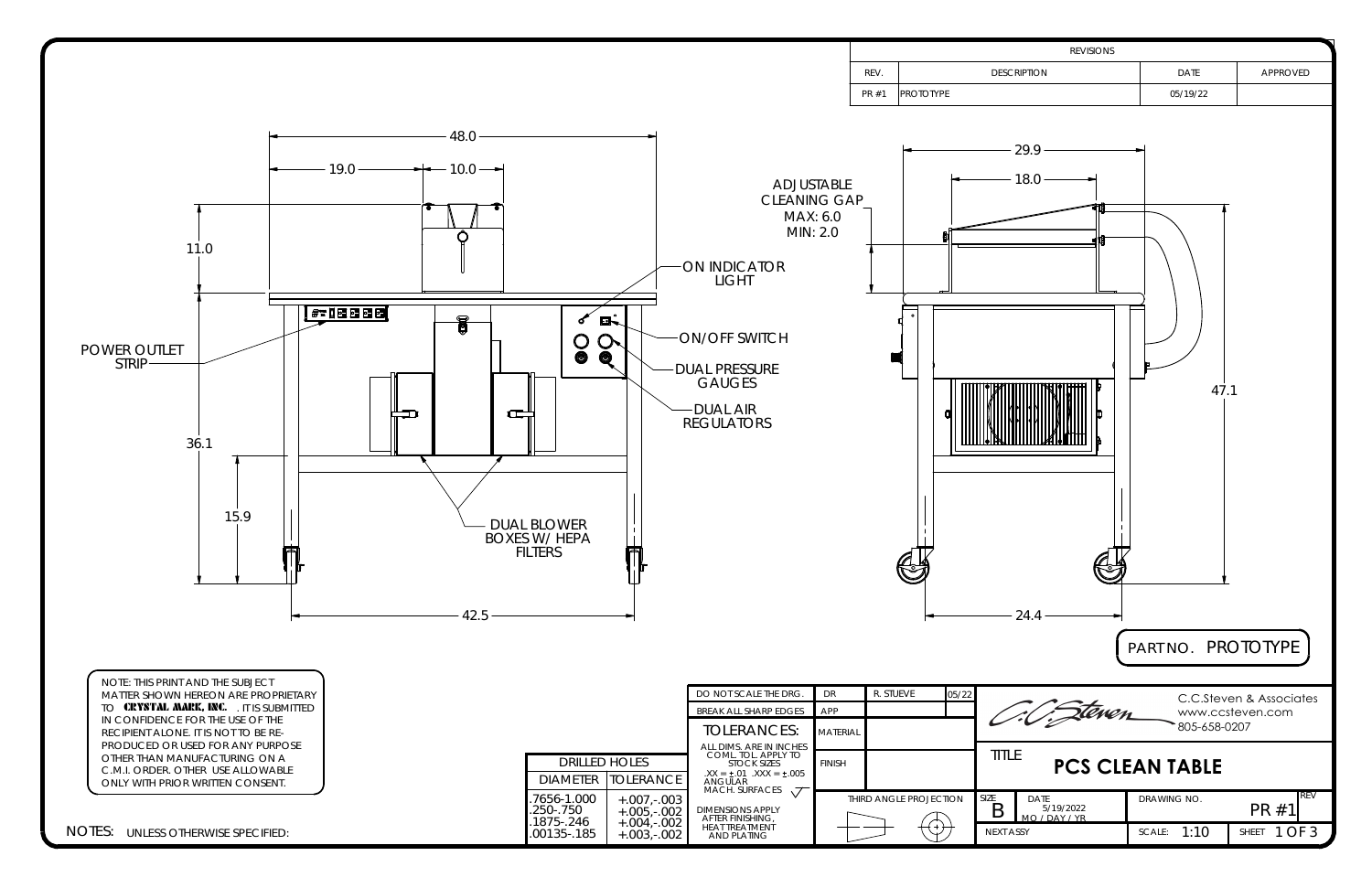## REVISIONS

| REV. | DESCRIPTION | DATE | APPROVED |
|---|---|---|---|
| PR #1 | PROTOTYPE | 05/19/22 | |

48.0

19.0

10.0

11.0

36.1

15.9

42.5

POWER OUTLET STRIP

ON INDICATOR LIGHT

ON/OFF SWITCH

DUAL PRESSURE GAUGES

DUAL AIR REGULATORS

DUAL BLOWER BOXES W/ HEPA FILTERS

ADJUSTABLE CLEANING GAP
MAX: 6.0
MIN: 2.0

29.9

18.0

47.1

24.4

PART NO. PROTOTYPE

NOTE: THIS PRINT AND THE SUBJECT MATTER SHOWN HEREON ARE PROPRIETARY TO **CRYSTAL MARK, INC.** . IT IS SUBMITTED IN CONFIDENCE FOR THE USE OF THE RECIPIENT ALONE. IT IS NOT TO BE RE-PRODUCED OR USED FOR ANY PURPOSE OTHER THAN MANUFACTURING ON A C.M.I. ORDER. OTHER USE ALLOWABLE ONLY WITH PRIOR WRITTEN CONSENT.

NOTES: UNLESS OTHERWISE SPECIFIED:

| DRILLED HOLES | |
|---|---|
| DIAMETER | TOLERANCE |
| .7656-1.000 | +.007,-.003 |
| .250-.750 | +.005,-.002 |
| .1875-.246 | +.004,-.002 |
| .00135-.185 | +.003,-.002 |

DO NOT SCALE THE DRG.

BREAK ALL SHARP EDGES

TOLERANCES:
ALL DIMS. ARE IN INCHES
COML. TOL. APPLY TO STOCK SIZES
.XX = ±.01 .XXX = ±.005
ANGULAR
MACH. SURFACES

DIMENSIONS APPLY AFTER FINISHING, HEAT TREATMENT AND PLATING

| DR | R. STUEVE | 05/22 |
|---|---|---|
| APP | | |
| MATERIAL | | |
| FINISH | | |

THIRD ANGLE PROJECTION

C.C.Steven & Associates
www.ccsteven.com
805-658-0207

TITLE **PCS CLEAN TABLE**

SIZE: B | DATE: 5/19/2022 MO / DAY / YR | DRAWING NO. PR #1 | REV

NEXT ASSY | SCALE: 1:10 | SHEET 1 OF 3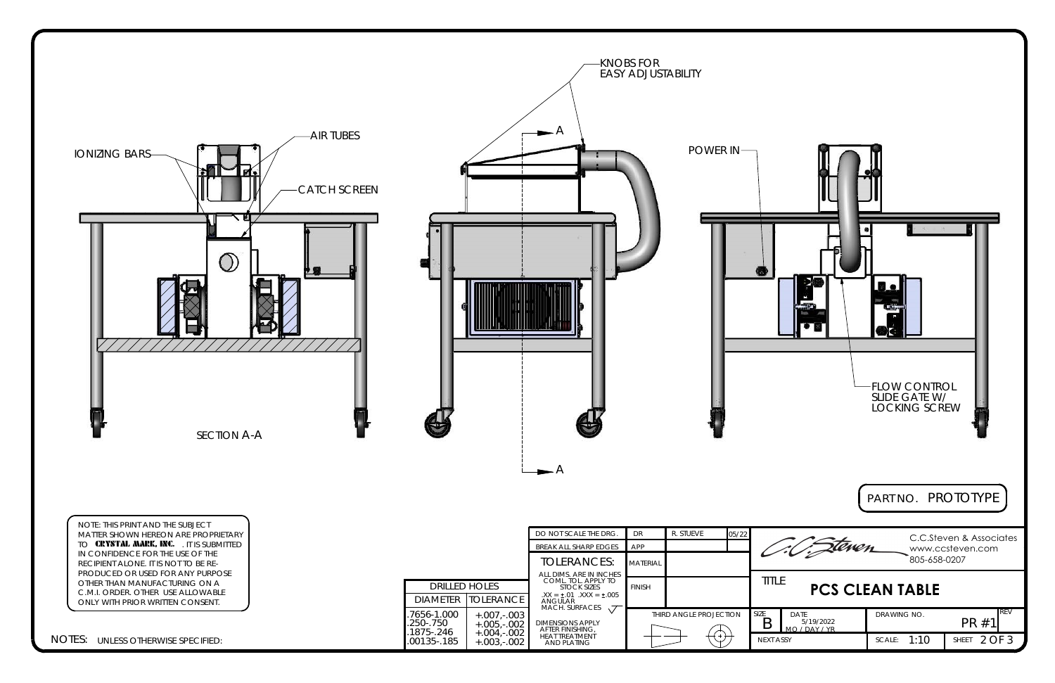KNOBS FOR EASY ADJUSTABILITY

IONIZING BARS

AIR TUBES

CATCH SCREEN

POWER IN

FLOW CONTROL SLIDE GATE W/ LOCKING SCREW

A

A

SECTION A-A

PART NO. PROTOTYPE

NOTE: THIS PRINT AND THE SUBJECT MATTER SHOWN HEREON ARE PROPRIETARY TO **CRYSTAL MARK, INC.** . IT IS SUBMITTED IN CONFIDENCE FOR THE USE OF THE RECIPIENT ALONE. IT IS NOT TO BE RE-PRODUCED OR USED FOR ANY PURPOSE OTHER THAN MANUFACTURING ON A C.M.I. ORDER. OTHER USE ALLOWABLE ONLY WITH PRIOR WRITTEN CONSENT.

NOTES: UNLESS OTHERWISE SPECIFIED:

| DRILLED HOLES | |
|---|---|
| DIAMETER | TOLERANCE |
| .7656-1.000 | +.007,-.003 |
| .250-.750 | +.005,-.002 |
| .1875-.246 | +.004,-.002 |
| .00135-.185 | +.003,-.002 |

DO NOT SCALE THE DRG.

BREAK ALL SHARP EDGES

TOLERANCES:

ALL DIMS. ARE IN INCHES COML. TOL. APPLY TO STOCK SIZES .XX = ±.01 .XXX = ±.005 ANGULAR MACH. SURFACES

DIMENSIONS APPLY AFTER FINISHING, HEAT TREATMENT AND PLATING

| DR | R. STUEVE | 05/22 |
|---|---|---|
| APP | | |
| MATERIAL | | |
| FINISH | | |

THIRD ANGLE PROJECTION

C.C.Steven & Associates
www.ccsteven.com
805-658-0207

TITLE **PCS CLEAN TABLE**

| SIZE | DATE | DRAWING NO. | REV |
|---|---|---|---|
| B | 5/19/2022 MO / DAY / YR | PR #1 | |

NEXT ASSY | SCALE: 1:10 | SHEET 2 OF 3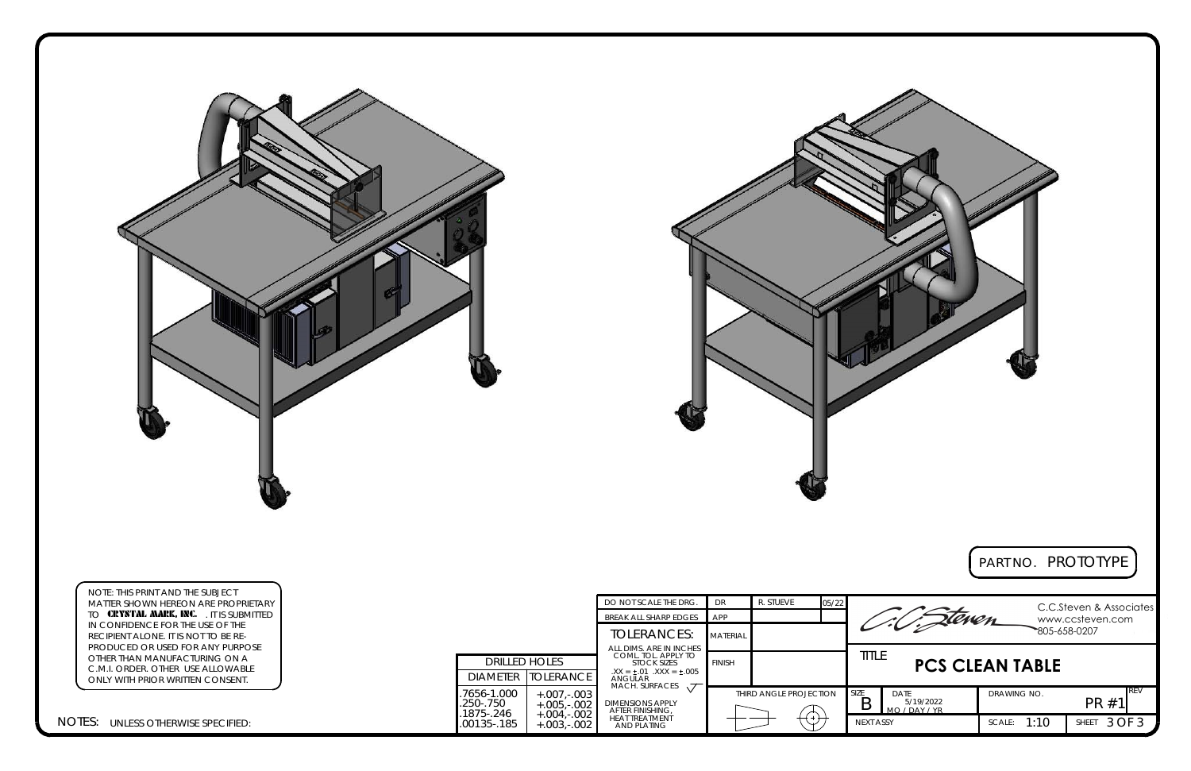PART NO. PROTOTYPE

NOTE: THIS PRINT AND THE SUBJECT MATTER SHOWN HEREON ARE PROPRIETARY TO **CRYSTAL MARK, INC.** . IT IS SUBMITTED IN CONFIDENCE FOR THE USE OF THE RECIPIENT ALONE. IT IS NOT TO BE RE-PRODUCED OR USED FOR ANY PURPOSE OTHER THAN MANUFACTURING ON A C.M.I. ORDER. OTHER USE ALLOWABLE ONLY WITH PRIOR WRITTEN CONSENT.

NOTES: UNLESS OTHERWISE SPECIFIED:

| DRILLED HOLES | |
|---|---|
| DIAMETER | TOLERANCE |
| .7656-1.000 | +.007,-.003 |
| .250-.750 | +.005,-.002 |
| .1875-.246 | +.004,-.002 |
| .00135-.185 | +.003,-.002 |

DO NOT SCALE THE DRG.

BREAK ALL SHARP EDGES

TOLERANCES:

ALL DIMS. ARE IN INCHES
COML. TOL. APPLY TO STOCK SIZES
.XX = ±.01 .XXX = ±.005
ANGULAR
MACH. SURFACES

DIMENSIONS APPLY AFTER FINISHING, HEAT TREATMENT AND PLATING

| | | |
|---|---|---|
| DR | R. STUEVE | 05/22 |
| APP | | |
| MATERIAL | | |
| FINISH | | |

THIRD ANGLE PROJECTION

C.C.Steven & Associates
www.ccsteven.com
805-658-0207

TITLE **PCS CLEAN TABLE**

| SIZE | DATE | DRAWING NO. | REV |
|---|---|---|---|
| B | 5/19/2022 MO / DAY / YR | PR #1 | |

NEXT ASSY

SCALE: 1:10

SHEET 3 OF 3